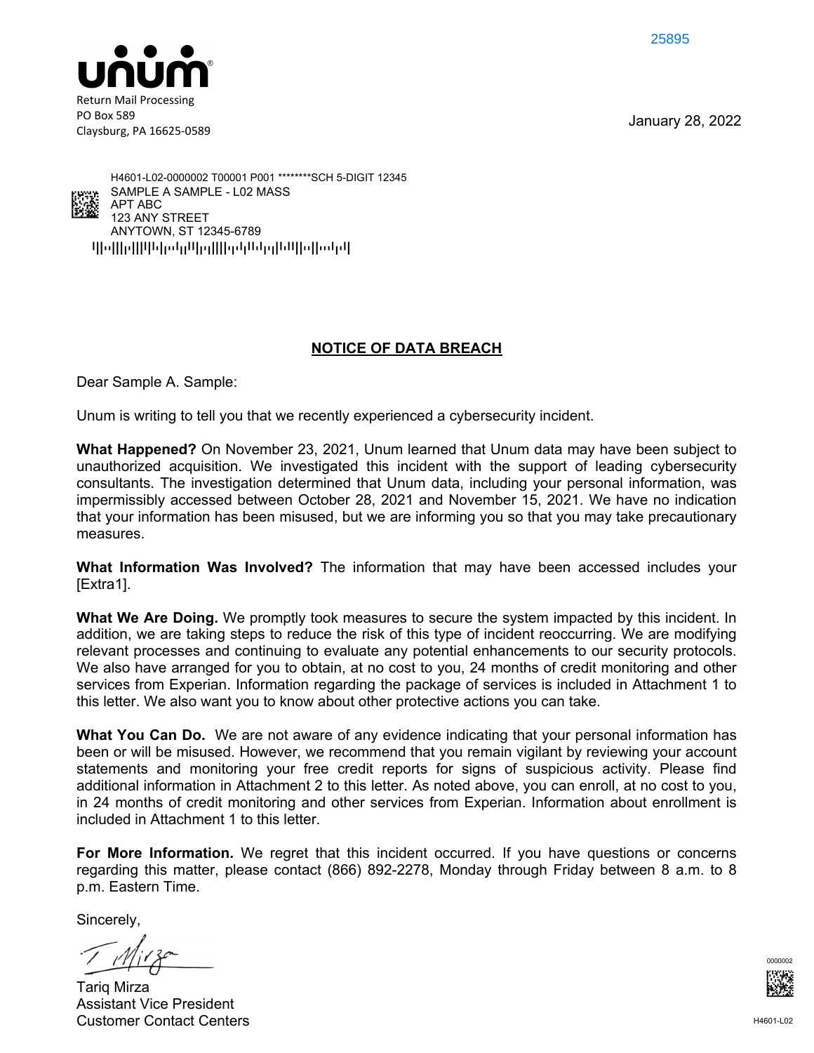25895

unum

Return Mail Processing
PO Box 589
Claysburg, PA 16625-0589

January 28, 2022

H4601-L02-0000002 T00001 P001 ********SCH 5-DIGIT 12345
SAMPLE A SAMPLE - L02 MASS
APT ABC
123 ANY STREET
ANYTOWN, ST 12345-6789

## NOTICE OF DATA BREACH

Dear Sample A. Sample:

Unum is writing to tell you that we recently experienced a cybersecurity incident.

**What Happened?** On November 23, 2021, Unum learned that Unum data may have been subject to unauthorized acquisition. We investigated this incident with the support of leading cybersecurity consultants. The investigation determined that Unum data, including your personal information, was impermissibly accessed between October 28, 2021 and November 15, 2021. We have no indication that your information has been misused, but we are informing you so that you may take precautionary measures.

**What Information Was Involved?** The information that may have been accessed includes your [Extra1].

**What We Are Doing.** We promptly took measures to secure the system impacted by this incident. In addition, we are taking steps to reduce the risk of this type of incident reoccurring. We are modifying relevant processes and continuing to evaluate any potential enhancements to our security protocols. We also have arranged for you to obtain, at no cost to you, 24 months of credit monitoring and other services from Experian. Information regarding the package of services is included in Attachment 1 to this letter. We also want you to know about other protective actions you can take.

**What You Can Do.** We are not aware of any evidence indicating that your personal information has been or will be misused. However, we recommend that you remain vigilant by reviewing your account statements and monitoring your free credit reports for signs of suspicious activity. Please find additional information in Attachment 2 to this letter. As noted above, you can enroll, at no cost to you, in 24 months of credit monitoring and other services from Experian. Information about enrollment is included in Attachment 1 to this letter.

**For More Information.** We regret that this incident occurred. If you have questions or concerns regarding this matter, please contact (866) 892-2278, Monday through Friday between 8 a.m. to 8 p.m. Eastern Time.

Sincerely,

Tariq Mirza
Assistant Vice President
Customer Contact Centers

0000002

H4601-L02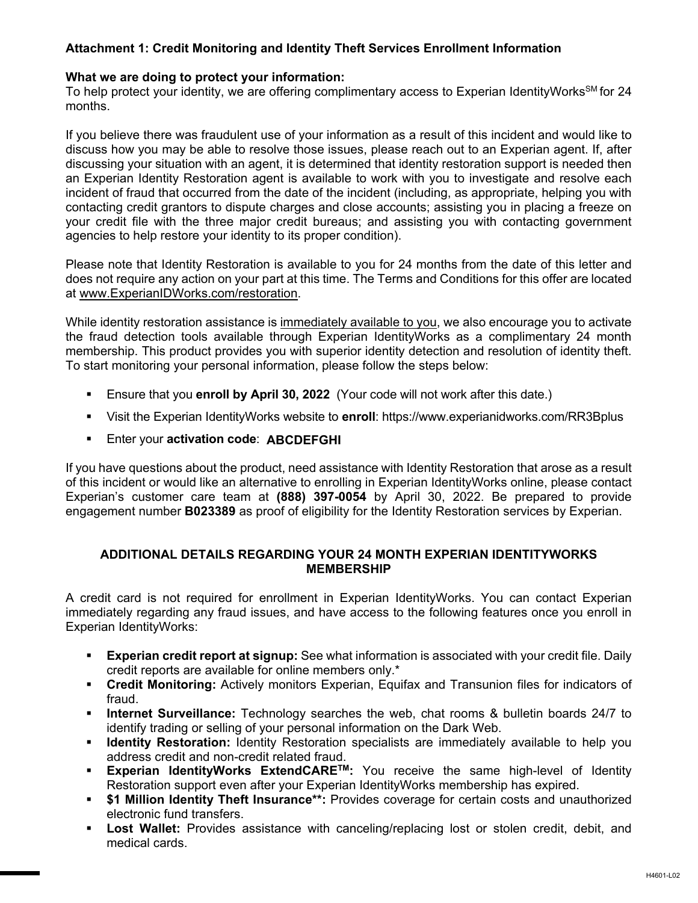**Attachment 1: Credit Monitoring and Identity Theft Services Enrollment Information**

**What we are doing to protect your information:**
To help protect your identity, we are offering complimentary access to Experian IdentityWorks[SM] for 24 months.

If you believe there was fraudulent use of your information as a result of this incident and would like to discuss how you may be able to resolve those issues, please reach out to an Experian agent. If, after discussing your situation with an agent, it is determined that identity restoration support is needed then an Experian Identity Restoration agent is available to work with you to investigate and resolve each incident of fraud that occurred from the date of the incident (including, as appropriate, helping you with contacting credit grantors to dispute charges and close accounts; assisting you in placing a freeze on your credit file with the three major credit bureaus; and assisting you with contacting government agencies to help restore your identity to its proper condition).

Please note that Identity Restoration is available to you for 24 months from the date of this letter and does not require any action on your part at this time. The Terms and Conditions for this offer are located at www.ExperianIDWorks.com/restoration.

While identity restoration assistance is immediately available to you, we also encourage you to activate the fraud detection tools available through Experian IdentityWorks as a complimentary 24 month membership. This product provides you with superior identity detection and resolution of identity theft. To start monitoring your personal information, please follow the steps below:

- Ensure that you **enroll by April 30, 2022** (Your code will not work after this date.)
- Visit the Experian IdentityWorks website to **enroll**: https://www.experianidworks.com/RR3Bplus
- Enter your **activation code**: **ABCDEFGHI**

If you have questions about the product, need assistance with Identity Restoration that arose as a result of this incident or would like an alternative to enrolling in Experian IdentityWorks online, please contact Experian's customer care team at **(888) 397-0054** by April 30, 2022. Be prepared to provide engagement number **B023389** as proof of eligibility for the Identity Restoration services by Experian.

**ADDITIONAL DETAILS REGARDING YOUR 24 MONTH EXPERIAN IDENTITYWORKS MEMBERSHIP**

A credit card is not required for enrollment in Experian IdentityWorks. You can contact Experian immediately regarding any fraud issues, and have access to the following features once you enroll in Experian IdentityWorks:

- **Experian credit report at signup:** See what information is associated with your credit file. Daily credit reports are available for online members only.*
- **Credit Monitoring:** Actively monitors Experian, Equifax and Transunion files for indicators of fraud.
- **Internet Surveillance:** Technology searches the web, chat rooms & bulletin boards 24/7 to identify trading or selling of your personal information on the Dark Web.
- **Identity Restoration:** Identity Restoration specialists are immediately available to help you address credit and non-credit related fraud.
- **Experian IdentityWorks ExtendCARE[TM]:** You receive the same high-level of Identity Restoration support even after your Experian IdentityWorks membership has expired.
- **$1 Million Identity Theft Insurance**:** Provides coverage for certain costs and unauthorized electronic fund transfers.
- **Lost Wallet:** Provides assistance with canceling/replacing lost or stolen credit, debit, and medical cards.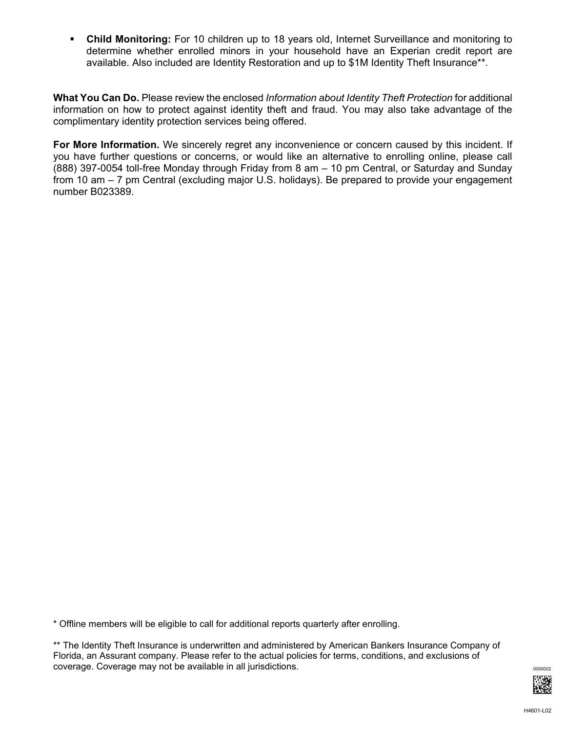- **Child Monitoring:** For 10 children up to 18 years old, Internet Surveillance and monitoring to determine whether enrolled minors in your household have an Experian credit report are available. Also included are Identity Restoration and up to $1M Identity Theft Insurance**.

**What You Can Do.** Please review the enclosed *Information about Identity Theft Protection* for additional information on how to protect against identity theft and fraud. You may also take advantage of the complimentary identity protection services being offered.

**For More Information.** We sincerely regret any inconvenience or concern caused by this incident. If you have further questions or concerns, or would like an alternative to enrolling online, please call (888) 397-0054 toll-free Monday through Friday from 8 am – 10 pm Central, or Saturday and Sunday from 10 am – 7 pm Central (excluding major U.S. holidays). Be prepared to provide your engagement number B023389.

* Offline members will be eligible to call for additional reports quarterly after enrolling.

** The Identity Theft Insurance is underwritten and administered by American Bankers Insurance Company of Florida, an Assurant company. Please refer to the actual policies for terms, conditions, and exclusions of coverage. Coverage may not be available in all jurisdictions.

0000002

H4601-L02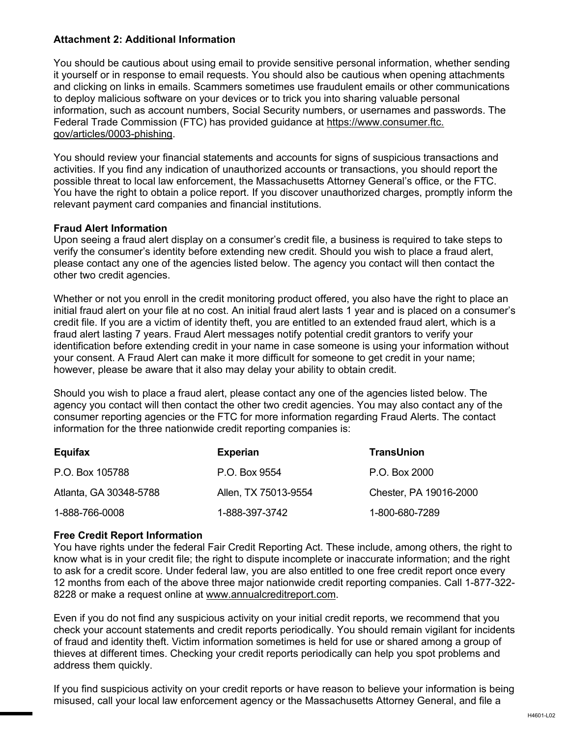**Attachment 2: Additional Information**

You should be cautious about using email to provide sensitive personal information, whether sending it yourself or in response to email requests. You should also be cautious when opening attachments and clicking on links in emails. Scammers sometimes use fraudulent emails or other communications to deploy malicious software on your devices or to trick you into sharing valuable personal information, such as account numbers, Social Security numbers, or usernames and passwords. The Federal Trade Commission (FTC) has provided guidance at https://www.consumer.ftc.gov/articles/0003-phishing.

You should review your financial statements and accounts for signs of suspicious transactions and activities. If you find any indication of unauthorized accounts or transactions, you should report the possible threat to local law enforcement, the Massachusetts Attorney General's office, or the FTC. You have the right to obtain a police report. If you discover unauthorized charges, promptly inform the relevant payment card companies and financial institutions.

**Fraud Alert Information**

Upon seeing a fraud alert display on a consumer's credit file, a business is required to take steps to verify the consumer's identity before extending new credit. Should you wish to place a fraud alert, please contact any one of the agencies listed below. The agency you contact will then contact the other two credit agencies.

Whether or not you enroll in the credit monitoring product offered, you also have the right to place an initial fraud alert on your file at no cost. An initial fraud alert lasts 1 year and is placed on a consumer's credit file. If you are a victim of identity theft, you are entitled to an extended fraud alert, which is a fraud alert lasting 7 years. Fraud Alert messages notify potential credit grantors to verify your identification before extending credit in your name in case someone is using your information without your consent. A Fraud Alert can make it more difficult for someone to get credit in your name; however, please be aware that it also may delay your ability to obtain credit.

Should you wish to place a fraud alert, please contact any one of the agencies listed below. The agency you contact will then contact the other two credit agencies. You may also contact any of the consumer reporting agencies or the FTC for more information regarding Fraud Alerts. The contact information for the three nationwide credit reporting companies is:

| Equifax | Experian | TransUnion |
|---|---|---|
| P.O. Box 105788 | P.O. Box 9554 | P.O. Box 2000 |
| Atlanta, GA 30348-5788 | Allen, TX 75013-9554 | Chester, PA 19016-2000 |
| 1-888-766-0008 | 1-888-397-3742 | 1-800-680-7289 |

**Free Credit Report Information**

You have rights under the federal Fair Credit Reporting Act. These include, among others, the right to know what is in your credit file; the right to dispute incomplete or inaccurate information; and the right to ask for a credit score. Under federal law, you are also entitled to one free credit report once every 12 months from each of the above three major nationwide credit reporting companies. Call 1-877-322-8228 or make a request online at www.annualcreditreport.com.

Even if you do not find any suspicious activity on your initial credit reports, we recommend that you check your account statements and credit reports periodically. You should remain vigilant for incidents of fraud and identity theft. Victim information sometimes is held for use or shared among a group of thieves at different times. Checking your credit reports periodically can help you spot problems and address them quickly.

If you find suspicious activity on your credit reports or have reason to believe your information is being misused, call your local law enforcement agency or the Massachusetts Attorney General, and file a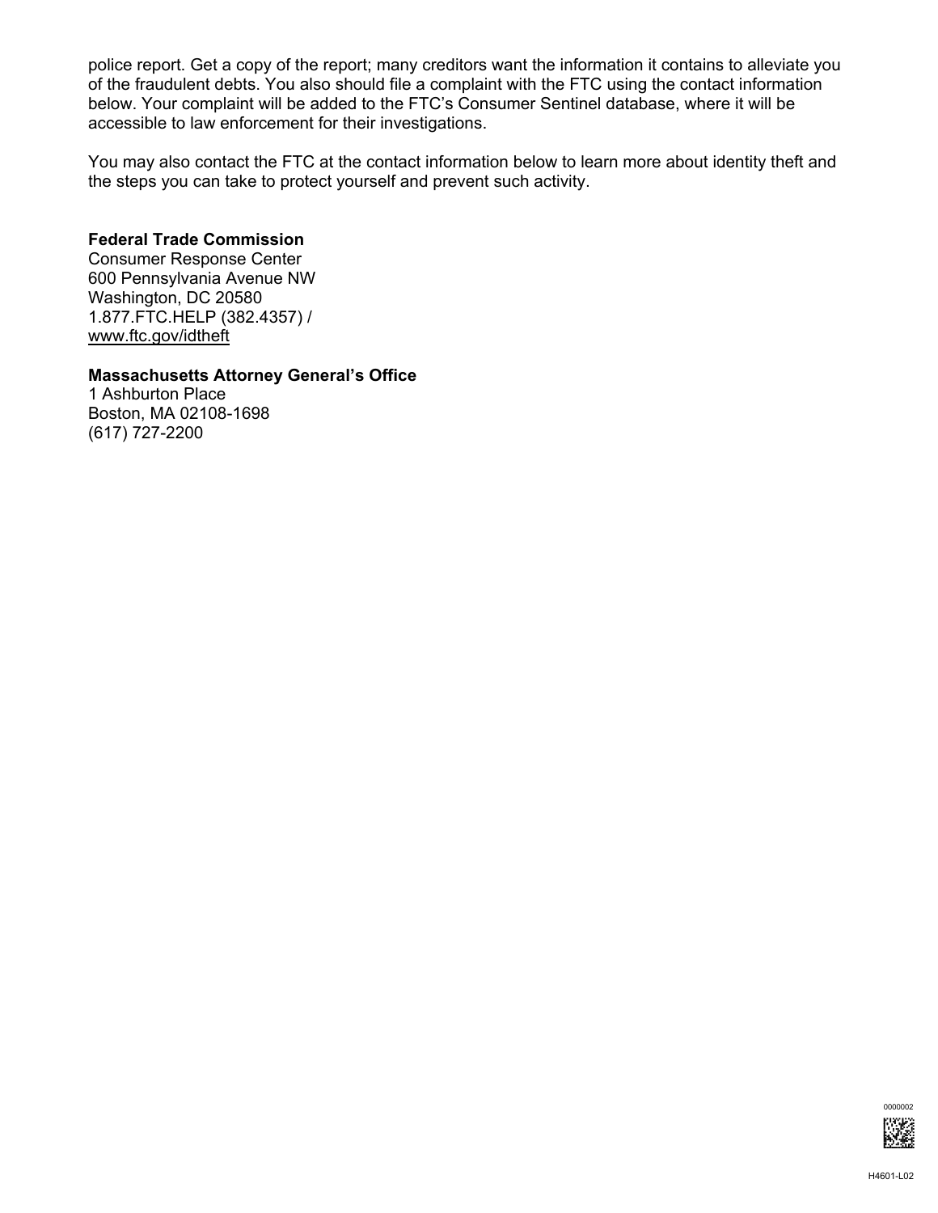police report. Get a copy of the report; many creditors want the information it contains to alleviate you of the fraudulent debts. You also should file a complaint with the FTC using the contact information below. Your complaint will be added to the FTC's Consumer Sentinel database, where it will be accessible to law enforcement for their investigations.

You may also contact the FTC at the contact information below to learn more about identity theft and the steps you can take to protect yourself and prevent such activity.

**Federal Trade Commission**
Consumer Response Center
600 Pennsylvania Avenue NW
Washington, DC 20580
1.877.FTC.HELP (382.4357) /
www.ftc.gov/idtheft

**Massachusetts Attorney General's Office**
1 Ashburton Place
Boston, MA 02108-1698
(617) 727-2200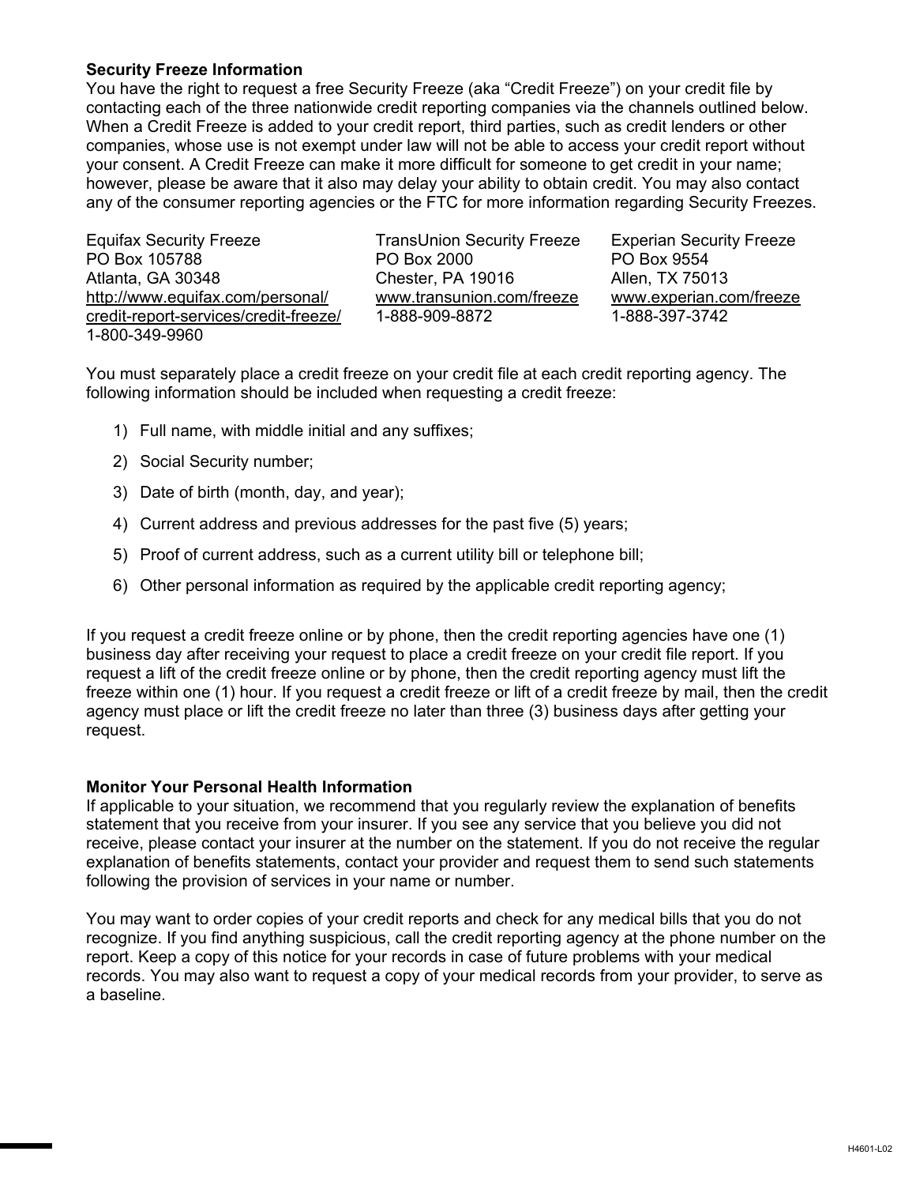**Security Freeze Information**

You have the right to request a free Security Freeze (aka "Credit Freeze") on your credit file by contacting each of the three nationwide credit reporting companies via the channels outlined below. When a Credit Freeze is added to your credit report, third parties, such as credit lenders or other companies, whose use is not exempt under law will not be able to access your credit report without your consent. A Credit Freeze can make it more difficult for someone to get credit in your name; however, please be aware that it also may delay your ability to obtain credit. You may also contact any of the consumer reporting agencies or the FTC for more information regarding Security Freezes.

Equifax Security Freeze
PO Box 105788
Atlanta, GA 30348
http://www.equifax.com/personal/credit-report-services/credit-freeze/
1-800-349-9960

TransUnion Security Freeze
PO Box 2000
Chester, PA 19016
www.transunion.com/freeze
1-888-909-8872

Experian Security Freeze
PO Box 9554
Allen, TX 75013
www.experian.com/freeze
1-888-397-3742

You must separately place a credit freeze on your credit file at each credit reporting agency. The following information should be included when requesting a credit freeze:

1) Full name, with middle initial and any suffixes;
2) Social Security number;
3) Date of birth (month, day, and year);
4) Current address and previous addresses for the past five (5) years;
5) Proof of current address, such as a current utility bill or telephone bill;
6) Other personal information as required by the applicable credit reporting agency;

If you request a credit freeze online or by phone, then the credit reporting agencies have one (1) business day after receiving your request to place a credit freeze on your credit file report. If you request a lift of the credit freeze online or by phone, then the credit reporting agency must lift the freeze within one (1) hour. If you request a credit freeze or lift of a credit freeze by mail, then the credit agency must place or lift the credit freeze no later than three (3) business days after getting your request.

**Monitor Your Personal Health Information**

If applicable to your situation, we recommend that you regularly review the explanation of benefits statement that you receive from your insurer. If you see any service that you believe you did not receive, please contact your insurer at the number on the statement. If you do not receive the regular explanation of benefits statements, contact your provider and request them to send such statements following the provision of services in your name or number.

You may want to order copies of your credit reports and check for any medical bills that you do not recognize. If you find anything suspicious, call the credit reporting agency at the phone number on the report. Keep a copy of this notice for your records in case of future problems with your medical records. You may also want to request a copy of your medical records from your provider, to serve as a baseline.

H4601-L02